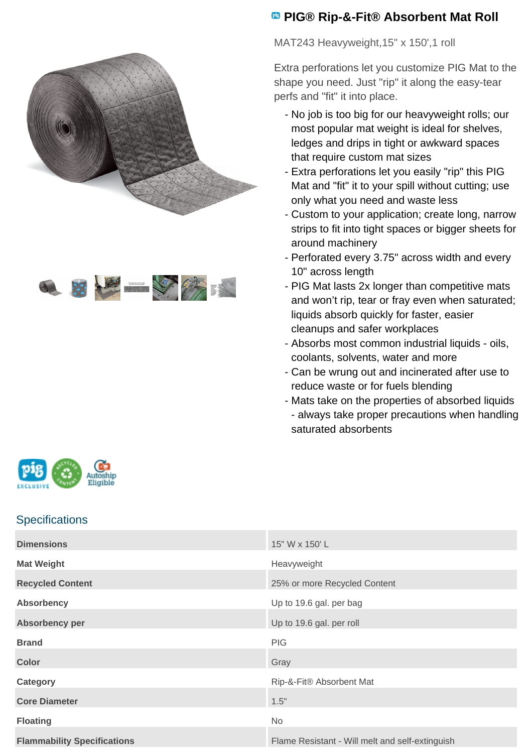# PIG® Rip-&-Fit® Absorbent Mat Roll

MAT243 Heavyweight,15" x 150',1 roll

Extra perforations let you customize PIG Mat to the shape you need. Just "rip" it along the easy-tear perfs and "fit" it into place.

- No job is too big for our heavyweight rolls; our most popular mat weight is ideal for shelves, ledges and drips in tight or awkward spaces that require custom mat sizes
- Extra perforations let you easily "rip" this PIG Mat and "fit" it to your spill without cutting; use only what you need and waste less
- Custom to your application; create long, narrow strips to fit into tight spaces or bigger sheets for around machinery
- Perforated every 3.75" across width and every 10" across length
- PIG Mat lasts 2x longer than competitive mats and won't rip, tear or fray even when saturated; liquids absorb quickly for faster, easier cleanups and safer workplaces
- Absorbs most common industrial liquids - oils, coolants, solvents, water and more
- Can be wrung out and incinerated after use to reduce waste or for fuels blending
- Mats take on the properties of absorbed liquids - always take proper precautions when handling saturated absorbents

## Specifications

| | |
|---|---|
| **Dimensions** | 15" W x 150' L |
| **Mat Weight** | Heavyweight |
| **Recycled Content** | 25% or more Recycled Content |
| **Absorbency** | Up to 19.6 gal. per bag |
| **Absorbency per** | Up to 19.6 gal. per roll |
| **Brand** | PIG |
| **Color** | Gray |
| **Category** | Rip-&-Fit® Absorbent Mat |
| **Core Diameter** | 1.5" |
| **Floating** | No |
| **Flammability Specifications** | Flame Resistant - Will melt and self-extinguish |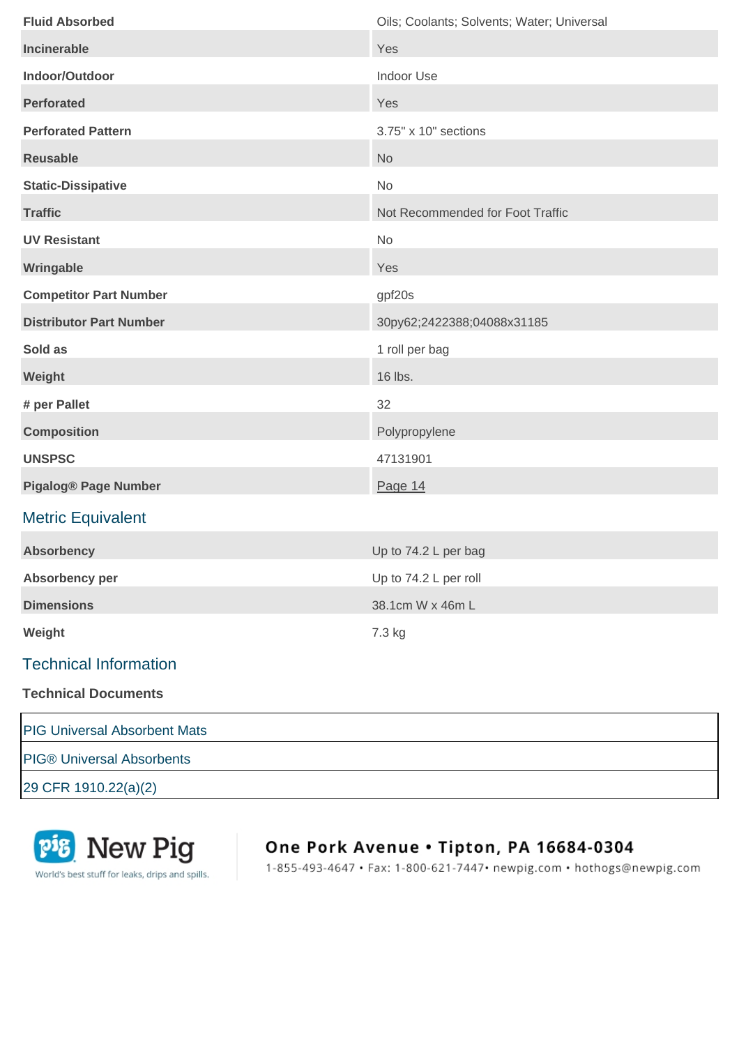| | |
|---|---|
| **Fluid Absorbed** | Oils; Coolants; Solvents; Water; Universal |
| **Incinerable** | Yes |
| **Indoor/Outdoor** | Indoor Use |
| **Perforated** | Yes |
| **Perforated Pattern** | 3.75" x 10" sections |
| **Reusable** | No |
| **Static-Dissipative** | No |
| **Traffic** | Not Recommended for Foot Traffic |
| **UV Resistant** | No |
| **Wringable** | Yes |
| **Competitor Part Number** | gpf20s |
| **Distributor Part Number** | 30py62;2422388;04088x31185 |
| **Sold as** | 1 roll per bag |
| **Weight** | 16 lbs. |
| **# per Pallet** | 32 |
| **Composition** | Polypropylene |
| **UNSPSC** | 47131901 |
| **Pigalog® Page Number** | Page 14 |

## Metric Equivalent

| | |
|---|---|
| **Absorbency** | Up to 74.2 L per bag |
| **Absorbency per** | Up to 74.2 L per roll |
| **Dimensions** | 38.1cm W x 46m L |
| **Weight** | 7.3 kg |

## Technical Information

**Technical Documents**

| |
|---|
| PIG Universal Absorbent Mats |
| PIG® Universal Absorbents |
| 29 CFR 1910.22(a)(2) |

New Pig
World's best stuff for leaks, drips and spills.

One Pork Avenue • Tipton, PA 16684-0304
1-855-493-4647 • Fax: 1-800-621-7447• newpig.com • hothogs@newpig.com